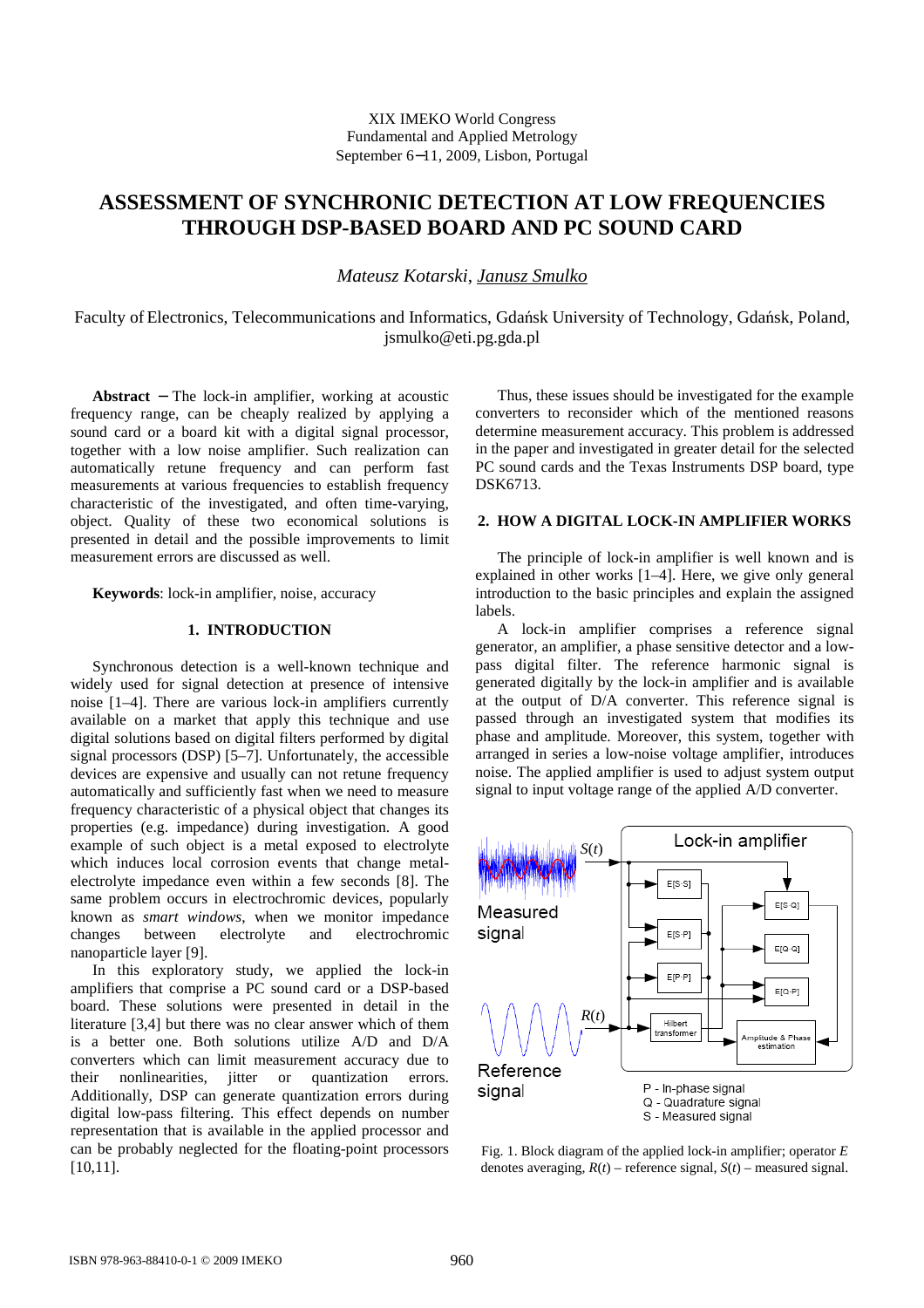XIX IMEKO World Congress
Fundamental and Applied Metrology
September 6−11, 2009, Lisbon, Portugal

# ASSESSMENT OF SYNCHRONIC DETECTION AT LOW FREQUENCIES THROUGH DSP-BASED BOARD AND PC SOUND CARD

*Mateusz Kotarski*, *Janusz Smulko*

Faculty of Electronics, Telecommunications and Informatics, Gdańsk University of Technology, Gdańsk, Poland, jsmulko@eti.pg.gda.pl

**Abstract** − The lock-in amplifier, working at acoustic frequency range, can be cheaply realized by applying a sound card or a board kit with a digital signal processor, together with a low noise amplifier. Such realization can automatically retune frequency and can perform fast measurements at various frequencies to establish frequency characteristic of the investigated, and often time-varying, object. Quality of these two economical solutions is presented in detail and the possible improvements to limit measurement errors are discussed as well.

**Keywords**: lock-in amplifier, noise, accuracy

## 1. INTRODUCTION

Synchronous detection is a well-known technique and widely used for signal detection at presence of intensive noise [1–4]. There are various lock-in amplifiers currently available on a market that apply this technique and use digital solutions based on digital filters performed by digital signal processors (DSP) [5–7]. Unfortunately, the accessible devices are expensive and usually can not retune frequency automatically and sufficiently fast when we need to measure frequency characteristic of a physical object that changes its properties (e.g. impedance) during investigation. A good example of such object is a metal exposed to electrolyte which induces local corrosion events that change metal-electrolyte impedance even within a few seconds [8]. The same problem occurs in electrochromic devices, popularly known as *smart windows*, when we monitor impedance changes between electrolyte and electrochromic nanoparticle layer [9].

In this exploratory study, we applied the lock-in amplifiers that comprise a PC sound card or a DSP-based board. These solutions were presented in detail in the literature [3,4] but there was no clear answer which of them is a better one. Both solutions utilize A/D and D/A converters which can limit measurement accuracy due to their nonlinearities, jitter or quantization errors. Additionally, DSP can generate quantization errors during digital low-pass filtering. This effect depends on number representation that is available in the applied processor and can be probably neglected for the floating-point processors [10,11].

Thus, these issues should be investigated for the example converters to reconsider which of the mentioned reasons determine measurement accuracy. This problem is addressed in the paper and investigated in greater detail for the selected PC sound cards and the Texas Instruments DSP board, type DSK6713.

## 2. HOW A DIGITAL LOCK-IN AMPLIFIER WORKS

The principle of lock-in amplifier is well known and is explained in other works [1–4]. Here, we give only general introduction to the basic principles and explain the assigned labels.

A lock-in amplifier comprises a reference signal generator, an amplifier, a phase sensitive detector and a low-pass digital filter. The reference harmonic signal is generated digitally by the lock-in amplifier and is available at the output of D/A converter. This reference signal is passed through an investigated system that modifies its phase and amplitude. Moreover, this system, together with arranged in series a low-noise voltage amplifier, introduces noise. The applied amplifier is used to adjust system output signal to input voltage range of the applied A/D converter.

Fig. 1. Block diagram of the applied lock-in amplifier; operator $E$ denotes averaging, $R(t)$ – reference signal, $S(t)$ – measured signal.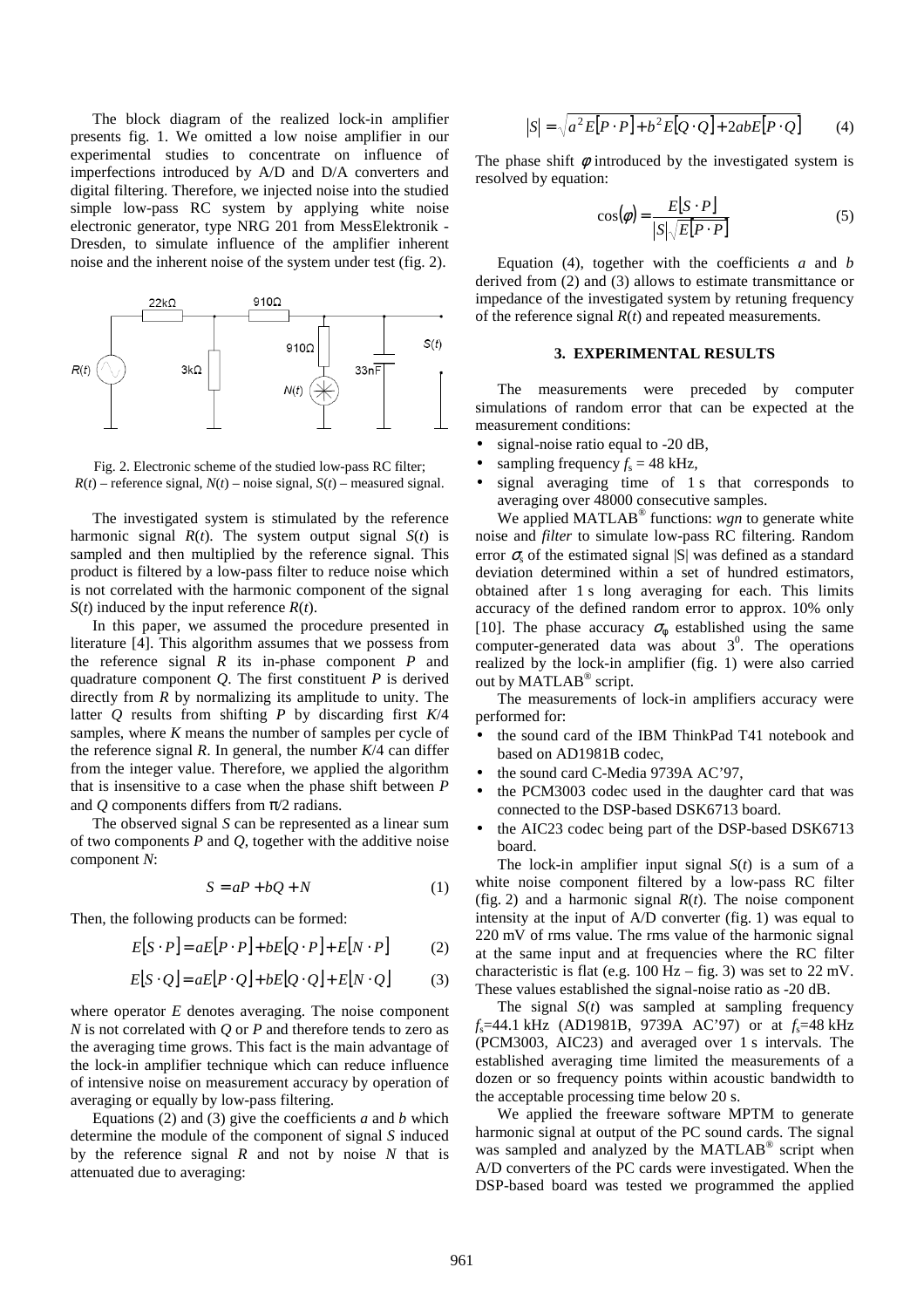The block diagram of the realized lock-in amplifier presents fig. 1. We omitted a low noise amplifier in our experimental studies to concentrate on influence of imperfections introduced by A/D and D/A converters and digital filtering. Therefore, we injected noise into the studied simple low-pass RC system by applying white noise electronic generator, type NRG 201 from MessElektronik - Dresden, to simulate influence of the amplifier inherent noise and the inherent noise of the system under test (fig. 2).

Fig. 2. Electronic scheme of the studied low-pass RC filter; $R(t)$ – reference signal, $N(t)$ – noise signal, $S(t)$ – measured signal.

The investigated system is stimulated by the reference harmonic signal $R(t)$. The system output signal $S(t)$ is sampled and then multiplied by the reference signal. This product is filtered by a low-pass filter to reduce noise which is not correlated with the harmonic component of the signal $S(t)$ induced by the input reference $R(t)$.

In this paper, we assumed the procedure presented in literature [4]. This algorithm assumes that we possess from the reference signal $R$ its in-phase component $P$ and quadrature component $Q$. The first constituent $P$ is derived directly from $R$ by normalizing its amplitude to unity. The latter $Q$ results from shifting $P$ by discarding first $K/4$ samples, where $K$ means the number of samples per cycle of the reference signal $R$. In general, the number $K/4$ can differ from the integer value. Therefore, we applied the algorithm that is insensitive to a case when the phase shift between $P$ and $Q$ components differs from $\pi/2$ radians.

The observed signal $S$ can be represented as a linear sum of two components $P$ and $Q$, together with the additive noise component $N$:

$$S = aP + bQ + N \tag{1}$$

Then, the following products can be formed:

$$E[S \cdot P] = aE[P \cdot P] + bE[Q \cdot P] + E[N \cdot P] \tag{2}$$

$$E[S \cdot Q] = aE[P \cdot Q] + bE[Q \cdot Q] + E[N \cdot Q] \tag{3}$$

where operator $E$ denotes averaging. The noise component $N$ is not correlated with $Q$ or $P$ and therefore tends to zero as the averaging time grows. This fact is the main advantage of the lock-in amplifier technique which can reduce influence of intensive noise on measurement accuracy by operation of averaging or equally by low-pass filtering.

Equations (2) and (3) give the coefficients $a$ and $b$ which determine the module of the component of signal $S$ induced by the reference signal $R$ and not by noise $N$ that is attenuated due to averaging:

$$|S| = \sqrt{a^2 E[P \cdot P] + b^2 E[Q \cdot Q] + 2abE[P \cdot Q]} \tag{4}$$

The phase shift $\phi$ introduced by the investigated system is resolved by equation:

$$\cos(\phi) = \frac{E[S \cdot P]}{|S|\sqrt{E[P \cdot P]}} \tag{5}$$

Equation (4), together with the coefficients $a$ and $b$ derived from (2) and (3) allows to estimate transmittance or impedance of the investigated system by retuning frequency of the reference signal $R(t)$ and repeated measurements.

## 3. EXPERIMENTAL RESULTS

The measurements were preceded by computer simulations of random error that can be expected at the measurement conditions:

- signal-noise ratio equal to -20 dB,
- sampling frequency $f_s$ = 48 kHz,
- signal averaging time of 1 s that corresponds to averaging over 48000 consecutive samples.

We applied MATLAB® functions: *wgn* to generate white noise and *filter* to simulate low-pass RC filtering. Random error $\sigma_s$ of the estimated signal |S| was defined as a standard deviation determined within a set of hundred estimators, obtained after 1 s long averaging for each. This limits accuracy of the defined random error to approx. 10% only [10]. The phase accuracy $\sigma_\phi$ established using the same computer-generated data was about $3^0$. The operations realized by the lock-in amplifier (fig. 1) were also carried out by MATLAB® script.

The measurements of lock-in amplifiers accuracy were performed for:

- the sound card of the IBM ThinkPad T41 notebook and based on AD1981B codec,
- the sound card C-Media 9739A AC'97,
- the PCM3003 codec used in the daughter card that was connected to the DSP-based DSK6713 board.
- the AIC23 codec being part of the DSP-based DSK6713 board.

The lock-in amplifier input signal $S(t)$ is a sum of a white noise component filtered by a low-pass RC filter (fig. 2) and a harmonic signal $R(t)$. The noise component intensity at the input of A/D converter (fig. 1) was equal to 220 mV of rms value. The rms value of the harmonic signal at the same input and at frequencies where the RC filter characteristic is flat (e.g. 100 Hz – fig. 3) was set to 22 mV. These values established the signal-noise ratio as -20 dB.

The signal $S(t)$ was sampled at sampling frequency $f_s$=44.1 kHz (AD1981B, 9739A AC'97) or at $f_s$=48 kHz (PCM3003, AIC23) and averaged over 1 s intervals. The established averaging time limited the measurements of a dozen or so frequency points within acoustic bandwidth to the acceptable processing time below 20 s.

We applied the freeware software MPTM to generate harmonic signal at output of the PC sound cards. The signal was sampled and analyzed by the MATLAB® script when A/D converters of the PC cards were investigated. When the DSP-based board was tested we programmed the applied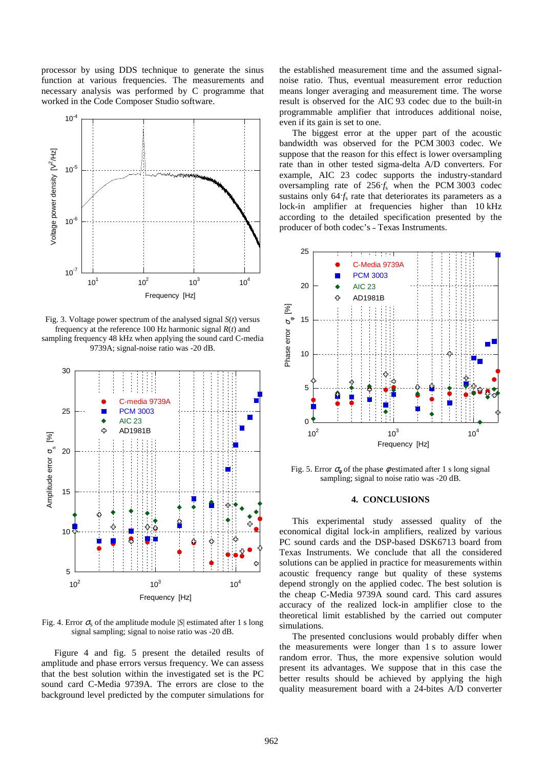processor by using DDS technique to generate the sinus function at various frequencies. The measurements and necessary analysis was performed by C programme that worked in the Code Composer Studio software.

Fig. 3. Voltage power spectrum of the analysed signal $S(t)$ versus frequency at the reference 100 Hz harmonic signal $R(t)$ and sampling frequency 48 kHz when applying the sound card C-media 9739A; signal-noise ratio was -20 dB.

Fig. 4. Error $\sigma_S$ of the amplitude module $|S|$ estimated after 1 s long signal sampling; signal to noise ratio was -20 dB.

Figure 4 and fig. 5 present the detailed results of amplitude and phase errors versus frequency. We can assess that the best solution within the investigated set is the PC sound card C-Media 9739A. The errors are close to the background level predicted by the computer simulations for the established measurement time and the assumed signal-noise ratio. Thus, eventual measurement error reduction means longer averaging and measurement time. The worse result is observed for the AIC 93 codec due to the built-in programmable amplifier that introduces additional noise, even if its gain is set to one.

The biggest error at the upper part of the acoustic bandwidth was observed for the PCM 3003 codec. We suppose that the reason for this effect is lower oversampling rate than in other tested sigma-delta A/D converters. For example, AIC 23 codec supports the industry-standard oversampling rate of $256 \cdot f_s$ when the PCM 3003 codec sustains only $64 \cdot f_s$ rate that deteriorates its parameters as a lock-in amplifier at frequencies higher than 10 kHz according to the detailed specification presented by the producer of both codec's - Texas Instruments.

Fig. 5. Error $\sigma_\varphi$ of the phase $\varphi$ estimated after 1 s long signal sampling; signal to noise ratio was -20 dB.

## 4. CONCLUSIONS

This experimental study assessed quality of the economical digital lock-in amplifiers, realized by various PC sound cards and the DSP-based DSK6713 board from Texas Instruments. We conclude that all the considered solutions can be applied in practice for measurements within acoustic frequency range but quality of these systems depend strongly on the applied codec. The best solution is the cheap C-Media 9739A sound card. This card assures accuracy of the realized lock-in amplifier close to the theoretical limit established by the carried out computer simulations.

The presented conclusions would probably differ when the measurements were longer than 1 s to assure lower random error. Thus, the more expensive solution would present its advantages. We suppose that in this case the better results should be achieved by applying the high quality measurement board with a 24-bites A/D converter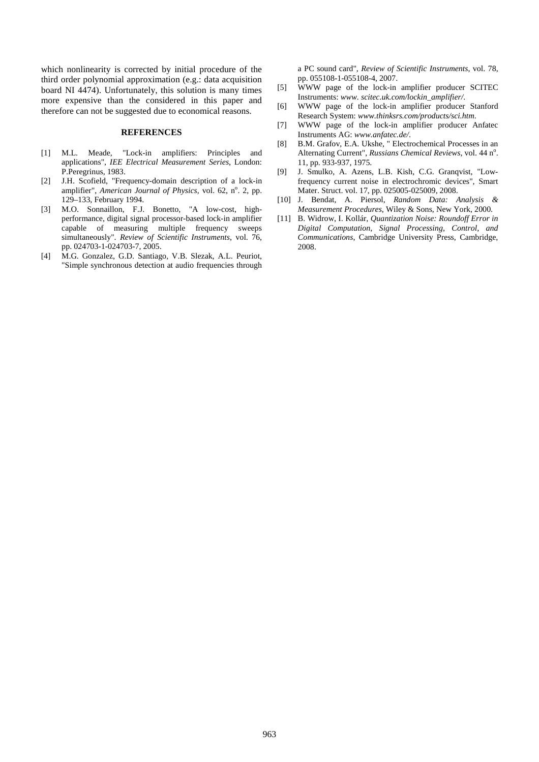which nonlinearity is corrected by initial procedure of the third order polynomial approximation (e.g.: data acquisition board NI 4474). Unfortunately, this solution is many times more expensive than the considered in this paper and therefore can not be suggested due to economical reasons.

## REFERENCES

[1] M.L. Meade, "Lock-in amplifiers: Principles and applications", *IEE Electrical Measurement Series*, London: P.Peregrinus, 1983.

[2] J.H. Scofield, "Frequency-domain description of a lock-in amplifier", *American Journal of Physics*, vol. 62, n$^o$. 2, pp. 129–133, February 1994.

[3] M.O. Sonnaillon, F.J. Bonetto, "A low-cost, high-performance, digital signal processor-based lock-in amplifier capable of measuring multiple frequency sweeps simultaneously". *Review of Scientific Instruments*, vol. 76, pp. 024703-1-024703-7, 2005.

[4] M.G. Gonzalez, G.D. Santiago, V.B. Slezak, A.L. Peuriot, "Simple synchronous detection at audio frequencies through a PC sound card", *Review of Scientific Instruments*, vol. 78, pp. 055108-1-055108-4, 2007.

[5] WWW page of the lock-in amplifier producer SCITEC Instruments: *www. scitec.uk.com/lockin_amplifier/*.

[6] WWW page of the lock-in amplifier producer Stanford Research System: *www.thinksrs.com/products/sci.htm*.

[7] WWW page of the lock-in amplifier producer Anfatec Instruments AG: *www.anfatec.de/*.

[8] B.M. Grafov, E.A. Ukshe, " Electrochemical Processes in an Alternating Current", *Russians Chemical Reviews*, vol. 44 n$^o$. 11, pp. 933-937, 1975.

[9] J. Smulko, A. Azens, L.B. Kish, C.G. Granqvist, "Low-frequency current noise in electrochromic devices", Smart Mater. Struct. vol. 17, pp. 025005-025009, 2008.

[10] J. Bendat, A. Piersol, *Random Data: Analysis & Measurement Procedures*, Wiley & Sons, New York, 2000.

[11] B. Widrow, I. Kollár, *Quantization Noise: Roundoff Error in Digital Computation, Signal Processing, Control, and Communications*, Cambridge University Press, Cambridge, 2008.